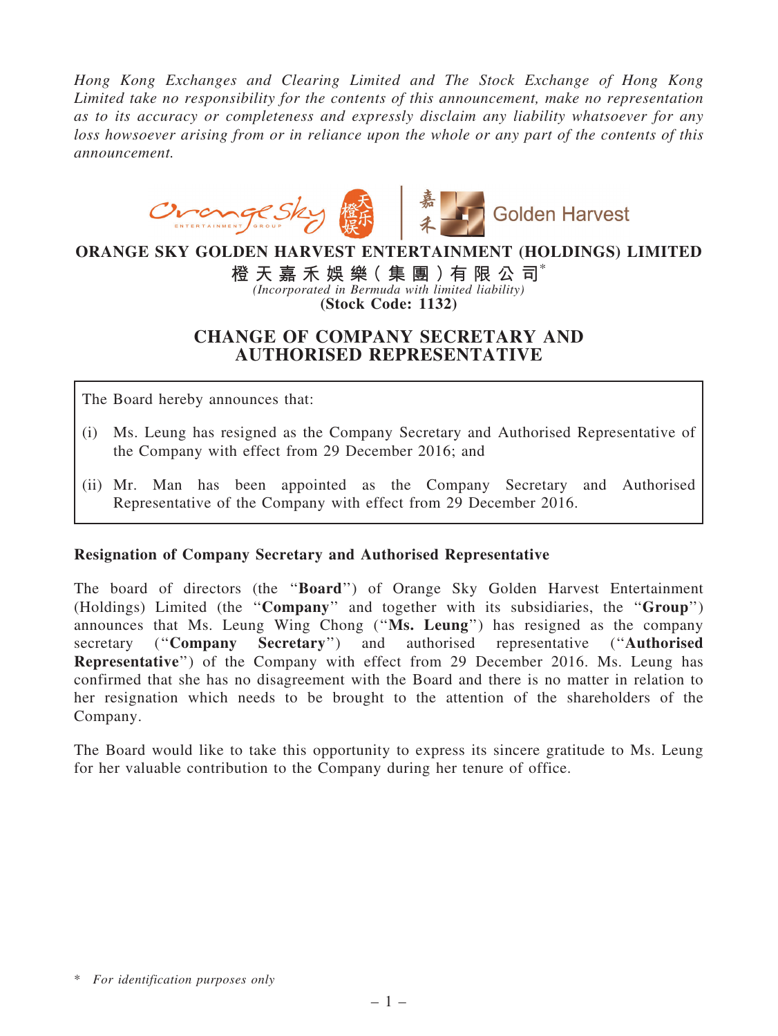*Hong Kong Exchanges and Clearing Limited and The Stock Exchange of Hong Kong Limited take no responsibility for the contents of this announcement, make no representation as to its accuracy or completeness and expressly disclaim any liability whatsoever for any loss howsoever arising from or in reliance upon the whole or any part of the contents of this announcement.*

**ORANGE SKY GOLDEN HARVEST ENTERTAINMENT (HOLDINGS) LIMITED**

**橙天嘉禾娛樂(集團)有限公司***

*(Incorporated in Bermuda with limited liability)*

**(Stock Code: 1132)**

# CHANGE OF COMPANY SECRETARY AND AUTHORISED REPRESENTATIVE

The Board hereby announces that:

(i) Ms. Leung has resigned as the Company Secretary and Authorised Representative of the Company with effect from 29 December 2016; and

(ii) Mr. Man has been appointed as the Company Secretary and Authorised Representative of the Company with effect from 29 December 2016.

## Resignation of Company Secretary and Authorised Representative

The board of directors (the "**Board**") of Orange Sky Golden Harvest Entertainment (Holdings) Limited (the "**Company**" and together with its subsidiaries, the "**Group**") announces that Ms. Leung Wing Chong ("**Ms. Leung**") has resigned as the company secretary ("**Company Secretary**") and authorised representative ("**Authorised Representative**") of the Company with effect from 29 December 2016. Ms. Leung has confirmed that she has no disagreement with the Board and there is no matter in relation to her resignation which needs to be brought to the attention of the shareholders of the Company.

The Board would like to take this opportunity to express its sincere gratitude to Ms. Leung for her valuable contribution to the Company during her tenure of office.

* *For identification purposes only*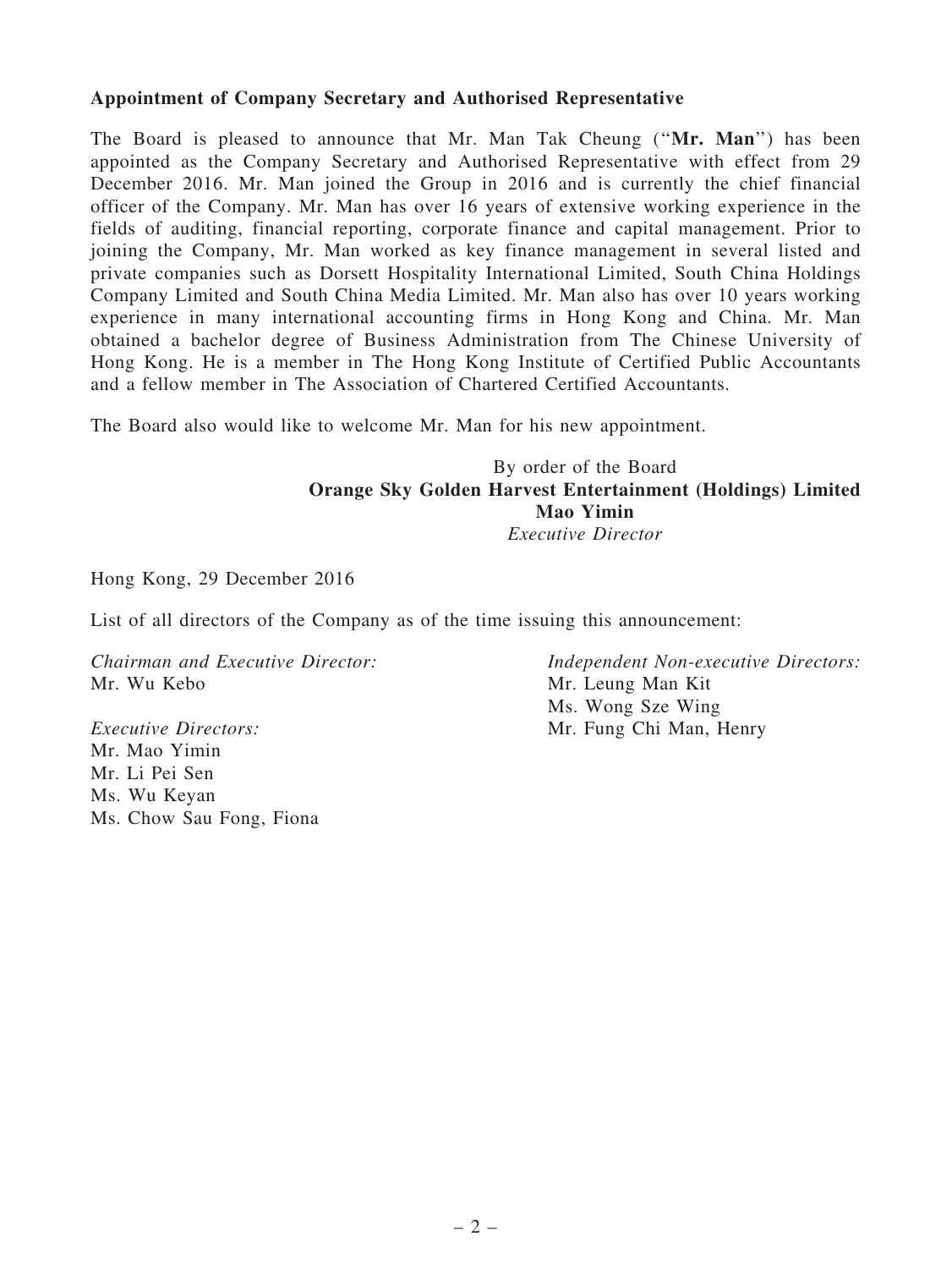**Appointment of Company Secretary and Authorised Representative**

The Board is pleased to announce that Mr. Man Tak Cheung ("**Mr. Man**") has been appointed as the Company Secretary and Authorised Representative with effect from 29 December 2016. Mr. Man joined the Group in 2016 and is currently the chief financial officer of the Company. Mr. Man has over 16 years of extensive working experience in the fields of auditing, financial reporting, corporate finance and capital management. Prior to joining the Company, Mr. Man worked as key finance management in several listed and private companies such as Dorsett Hospitality International Limited, South China Holdings Company Limited and South China Media Limited. Mr. Man also has over 10 years working experience in many international accounting firms in Hong Kong and China. Mr. Man obtained a bachelor degree of Business Administration from The Chinese University of Hong Kong. He is a member in The Hong Kong Institute of Certified Public Accountants and a fellow member in The Association of Chartered Certified Accountants.

The Board also would like to welcome Mr. Man for his new appointment.

By order of the Board
**Orange Sky Golden Harvest Entertainment (Holdings) Limited**
**Mao Yimin**
*Executive Director*

Hong Kong, 29 December 2016

List of all directors of the Company as of the time issuing this announcement:

*Chairman and Executive Director:*
Mr. Wu Kebo

*Executive Directors:*
Mr. Mao Yimin
Mr. Li Pei Sen
Ms. Wu Keyan
Ms. Chow Sau Fong, Fiona

*Independent Non-executive Directors:*
Mr. Leung Man Kit
Ms. Wong Sze Wing
Mr. Fung Chi Man, Henry